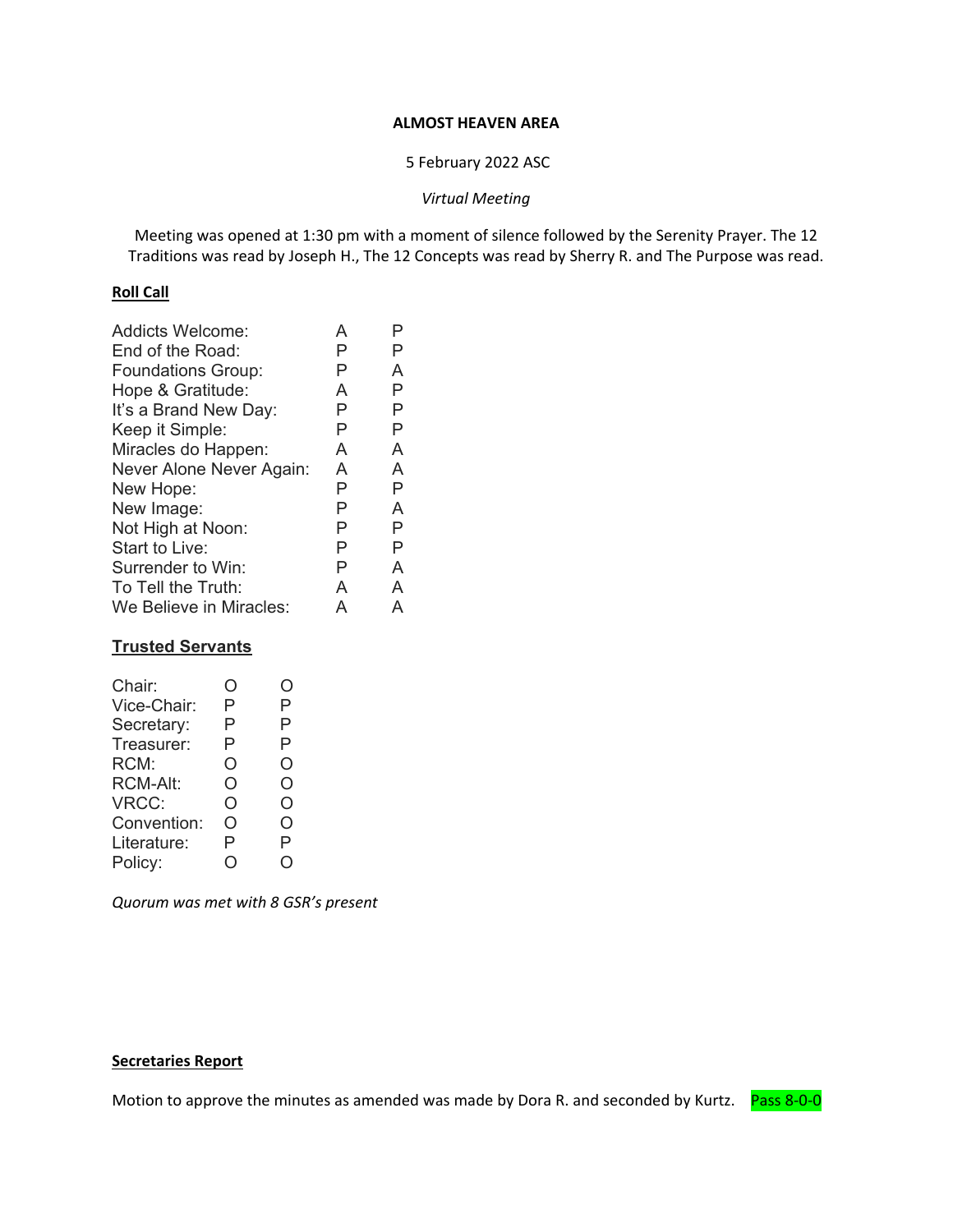**ALMOST HEAVEN AREA**

5 February 2022 ASC

*Virtual Meeting*

Meeting was opened at 1:30 pm with a moment of silence followed by the Serenity Prayer. The 12 Traditions was read by Joseph H., The 12 Concepts was read by Sherry R. and The Purpose was read.

**Roll Call**

| | | |
|---|---|---|
| Addicts Welcome: | A | P |
| End of the Road: | P | P |
| Foundations Group: | P | A |
| Hope & Gratitude: | A | P |
| It's a Brand New Day: | P | P |
| Keep it Simple: | P | P |
| Miracles do Happen: | A | A |
| Never Alone Never Again: | A | A |
| New Hope: | P | P |
| New Image: | P | A |
| Not High at Noon: | P | P |
| Start to Live: | P | P |
| Surrender to Win: | P | A |
| To Tell the Truth: | A | A |
| We Believe in Miracles: | A | A |

**Trusted Servants**

| | | |
|---|---|---|
| Chair: | O | O |
| Vice-Chair: | P | P |
| Secretary: | P | P |
| Treasurer: | P | P |
| RCM: | O | O |
| RCM-Alt: | O | O |
| VRCC: | O | O |
| Convention: | O | O |
| Literature: | P | P |
| Policy: | O | O |

*Quorum was met with 8 GSR's present*

**Secretaries Report**

Motion to approve the minutes as amended was made by Dora R. and seconded by Kurtz. Pass 8-0-0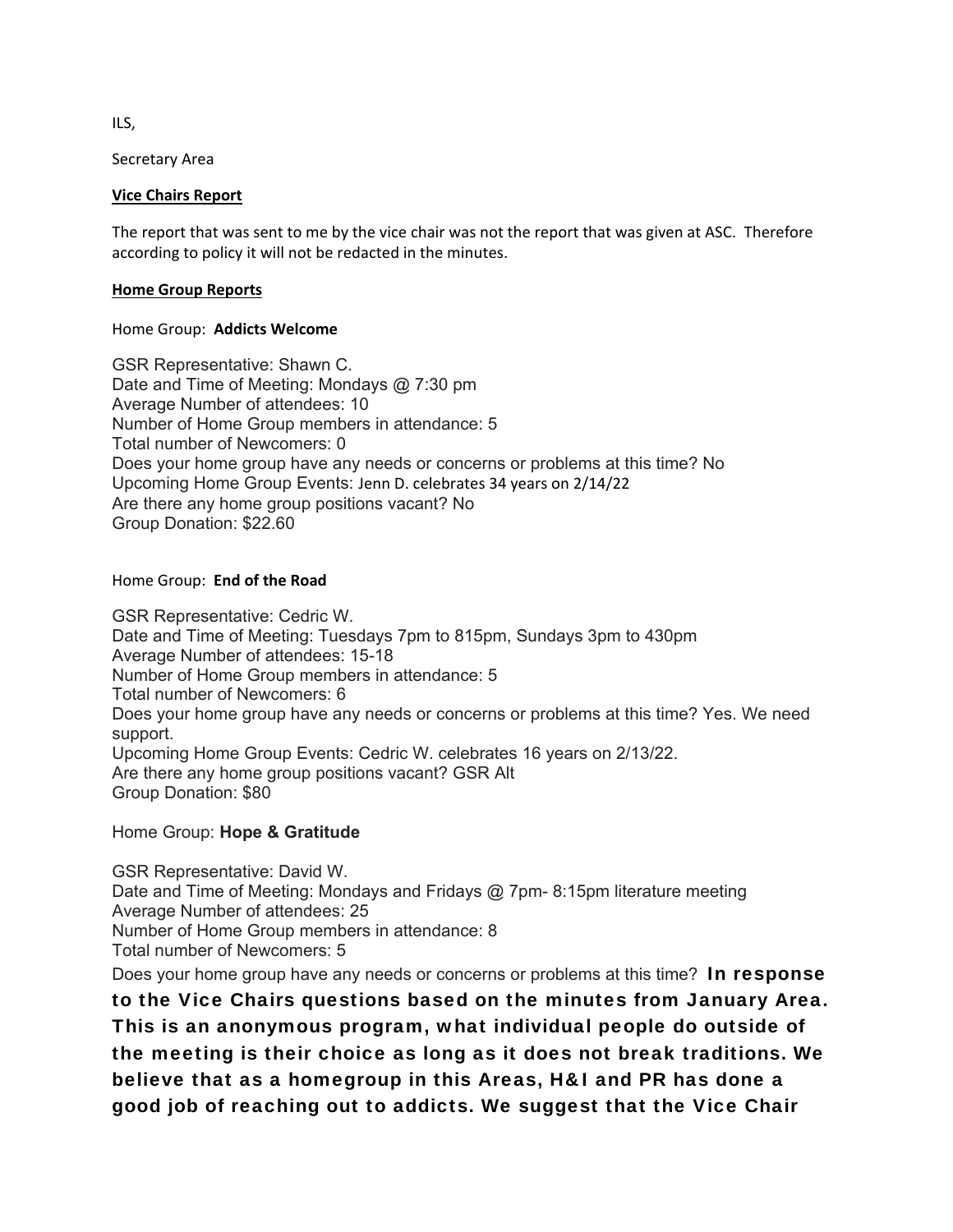ILS,

Secretary Area

**Vice Chairs Report**

The report that was sent to me by the vice chair was not the report that was given at ASC. Therefore according to policy it will not be redacted in the minutes.

**Home Group Reports**

Home Group: **Addicts Welcome**

GSR Representative: Shawn C.
Date and Time of Meeting: Mondays @ 7:30 pm
Average Number of attendees: 10
Number of Home Group members in attendance: 5
Total number of Newcomers: 0
Does your home group have any needs or concerns or problems at this time? No
Upcoming Home Group Events: Jenn D. celebrates 34 years on 2/14/22
Are there any home group positions vacant? No
Group Donation: $22.60

Home Group: **End of the Road**

GSR Representative: Cedric W.
Date and Time of Meeting: Tuesdays 7pm to 815pm, Sundays 3pm to 430pm
Average Number of attendees: 15-18
Number of Home Group members in attendance: 5
Total number of Newcomers: 6
Does your home group have any needs or concerns or problems at this time? Yes. We need support.
Upcoming Home Group Events: Cedric W. celebrates 16 years on 2/13/22.
Are there any home group positions vacant? GSR Alt
Group Donation: $80

Home Group: **Hope & Gratitude**

GSR Representative: David W.
Date and Time of Meeting: Mondays and Fridays @ 7pm- 8:15pm literature meeting
Average Number of attendees: 25
Number of Home Group members in attendance: 8
Total number of Newcomers: 5
Does your home group have any needs or concerns or problems at this time? **In response to the Vice Chairs questions based on the minutes from January Area. This is an anonymous program, what individual people do outside of the meeting is their choice as long as it does not break traditions. We believe that as a homegroup in this Areas, H&I and PR has done a good job of reaching out to addicts. We suggest that the Vice Chair**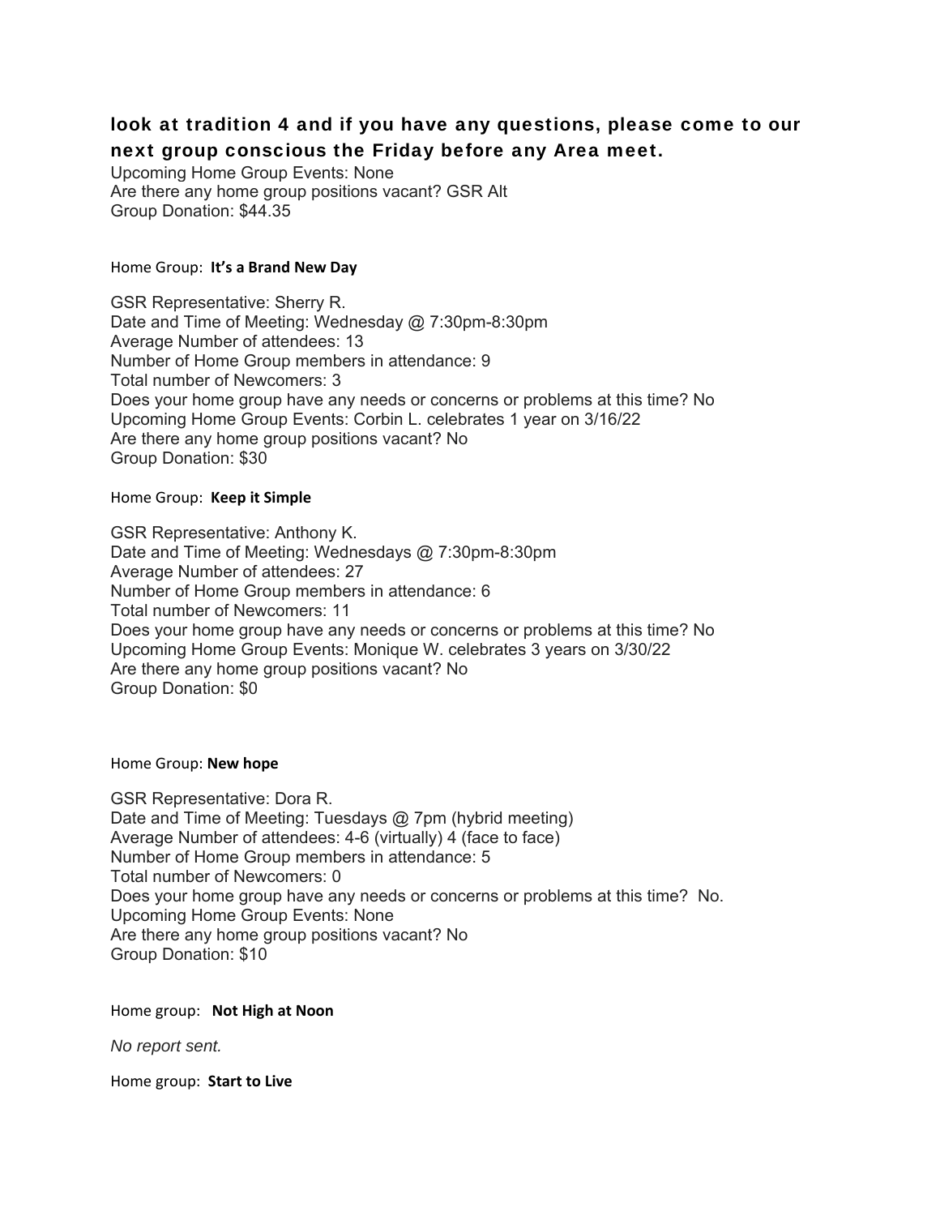**look at tradition 4 and if you have any questions, please come to our next group conscious the Friday before any Area meet.**

Upcoming Home Group Events: None
Are there any home group positions vacant? GSR Alt
Group Donation: $44.35

Home Group: **It's a Brand New Day**

GSR Representative: Sherry R.
Date and Time of Meeting: Wednesday @ 7:30pm-8:30pm
Average Number of attendees: 13
Number of Home Group members in attendance: 9
Total number of Newcomers: 3
Does your home group have any needs or concerns or problems at this time? No
Upcoming Home Group Events: Corbin L. celebrates 1 year on 3/16/22
Are there any home group positions vacant? No
Group Donation: $30

Home Group: **Keep it Simple**

GSR Representative: Anthony K.
Date and Time of Meeting: Wednesdays @ 7:30pm-8:30pm
Average Number of attendees: 27
Number of Home Group members in attendance: 6
Total number of Newcomers: 11
Does your home group have any needs or concerns or problems at this time? No
Upcoming Home Group Events: Monique W. celebrates 3 years on 3/30/22
Are there any home group positions vacant? No
Group Donation: $0

Home Group: **New hope**

GSR Representative: Dora R.
Date and Time of Meeting: Tuesdays @ 7pm (hybrid meeting)
Average Number of attendees: 4-6 (virtually) 4 (face to face)
Number of Home Group members in attendance: 5
Total number of Newcomers: 0
Does your home group have any needs or concerns or problems at this time? No.
Upcoming Home Group Events: None
Are there any home group positions vacant? No
Group Donation: $10

Home group: **Not High at Noon**

*No report sent.*

Home group: **Start to Live**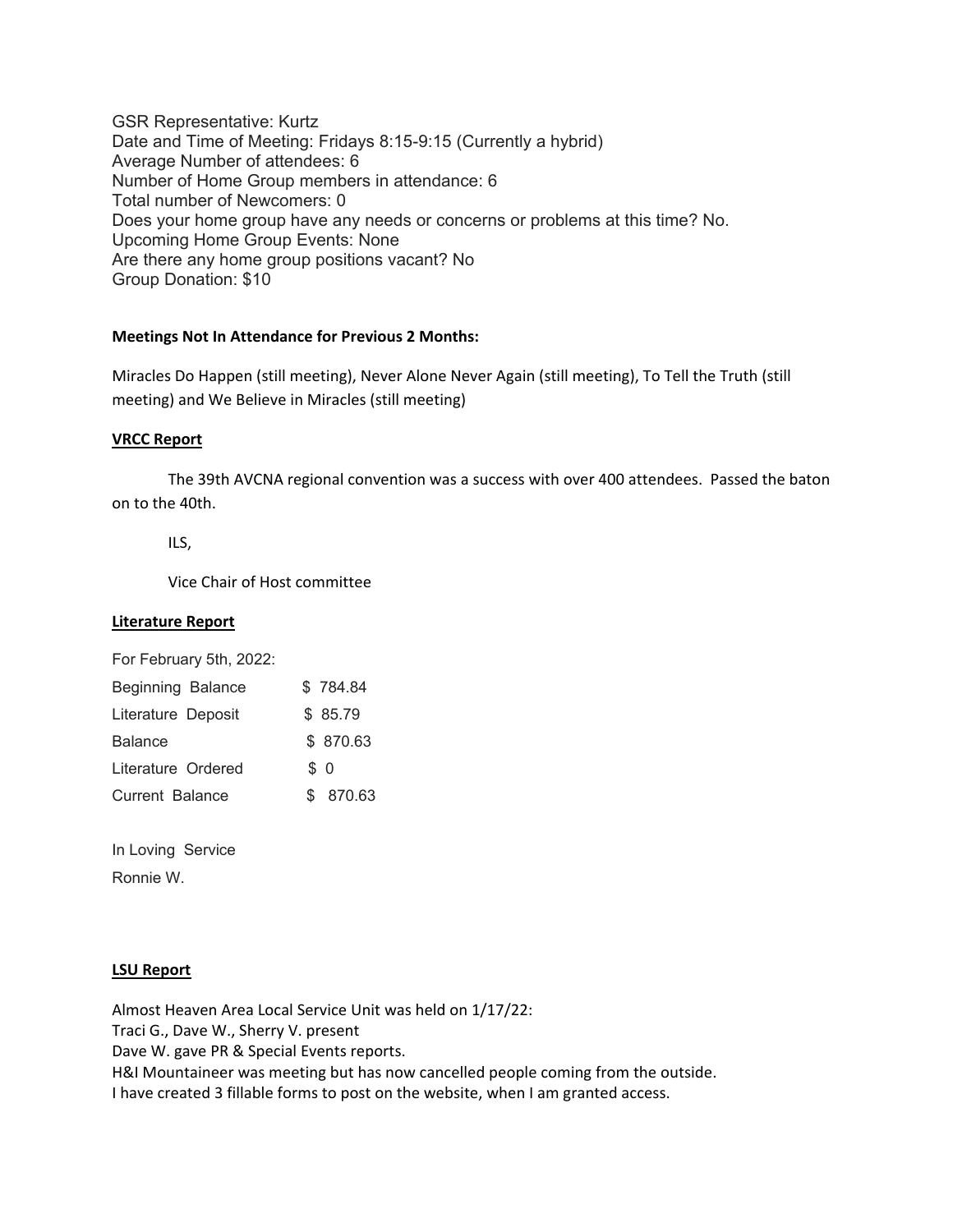GSR Representative: Kurtz
Date and Time of Meeting: Fridays 8:15-9:15 (Currently a hybrid)
Average Number of attendees: 6
Number of Home Group members in attendance: 6
Total number of Newcomers: 0
Does your home group have any needs or concerns or problems at this time? No.
Upcoming Home Group Events: None
Are there any home group positions vacant? No
Group Donation: $10

**Meetings Not In Attendance for Previous 2 Months:**

Miracles Do Happen (still meeting), Never Alone Never Again (still meeting), To Tell the Truth (still meeting) and We Believe in Miracles (still meeting)

**VRCC Report**

The 39th AVCNA regional convention was a success with over 400 attendees. Passed the baton on to the 40th.

ILS,

Vice Chair of Host committee

**Literature Report**

For February 5th, 2022:

| | |
|---|---|
| Beginning Balance | $ 784.84 |
| Literature Deposit | $ 85.79 |
| Balance | $ 870.63 |
| Literature Ordered | $ 0 |
| Current Balance | $ 870.63 |

In Loving Service
Ronnie W.

**LSU Report**

Almost Heaven Area Local Service Unit was held on 1/17/22:
Traci G., Dave W., Sherry V. present
Dave W. gave PR & Special Events reports.
H&I Mountaineer was meeting but has now cancelled people coming from the outside.
I have created 3 fillable forms to post on the website, when I am granted access.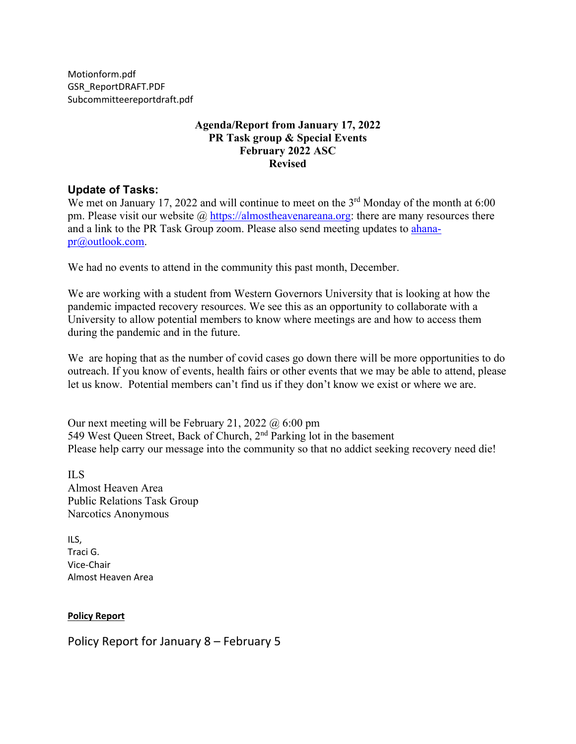Motionform.pdf
GSR_ReportDRAFT.PDF
Subcommitteereportdraft.pdf

**Agenda/Report from January 17, 2022**
**PR Task group & Special Events**
**February 2022 ASC**
**Revised**

## Update of Tasks:

We met on January 17, 2022 and will continue to meet on the 3rd Monday of the month at 6:00 pm. Please visit our website @ https://almostheavenareana.org: there are many resources there and a link to the PR Task Group zoom. Please also send meeting updates to ahana-pr@outlook.com.

We had no events to attend in the community this past month, December.

We are working with a student from Western Governors University that is looking at how the pandemic impacted recovery resources. We see this as an opportunity to collaborate with a University to allow potential members to know where meetings are and how to access them during the pandemic and in the future.

We are hoping that as the number of covid cases go down there will be more opportunities to do outreach. If you know of events, health fairs or other events that we may be able to attend, please let us know. Potential members can't find us if they don't know we exist or where we are.

Our next meeting will be February 21, 2022 @ 6:00 pm
549 West Queen Street, Back of Church, 2nd Parking lot in the basement
Please help carry our message into the community so that no addict seeking recovery need die!

ILS
Almost Heaven Area
Public Relations Task Group
Narcotics Anonymous

ILS,
Traci G.
Vice-Chair
Almost Heaven Area

**Policy Report**

Policy Report for January 8 – February 5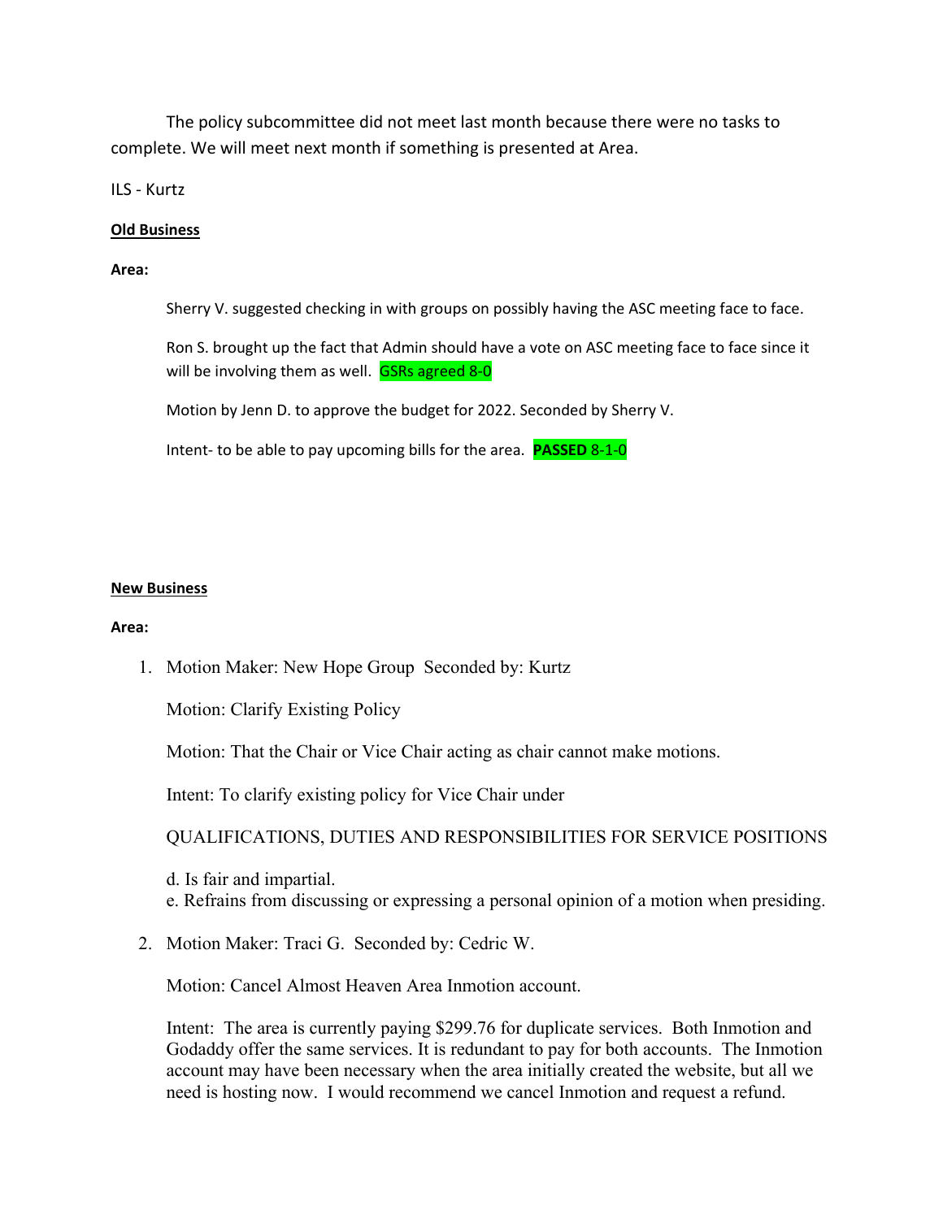The policy subcommittee did not meet last month because there were no tasks to complete. We will meet next month if something is presented at Area.

ILS - Kurtz

**Old Business**

**Area:**

Sherry V. suggested checking in with groups on possibly having the ASC meeting face to face.

Ron S. brought up the fact that Admin should have a vote on ASC meeting face to face since it will be involving them as well. GSRs agreed 8-0

Motion by Jenn D. to approve the budget for 2022. Seconded by Sherry V.

Intent- to be able to pay upcoming bills for the area. **PASSED** 8-1-0

**New Business**

**Area:**

1. Motion Maker: New Hope Group Seconded by: Kurtz

   Motion: Clarify Existing Policy

   Motion: That the Chair or Vice Chair acting as chair cannot make motions.

   Intent: To clarify existing policy for Vice Chair under

   QUALIFICATIONS, DUTIES AND RESPONSIBILITIES FOR SERVICE POSITIONS

   d. Is fair and impartial.
   e. Refrains from discussing or expressing a personal opinion of a motion when presiding.

2. Motion Maker: Traci G. Seconded by: Cedric W.

   Motion: Cancel Almost Heaven Area Inmotion account.

   Intent: The area is currently paying $299.76 for duplicate services. Both Inmotion and Godaddy offer the same services. It is redundant to pay for both accounts. The Inmotion account may have been necessary when the area initially created the website, but all we need is hosting now. I would recommend we cancel Inmotion and request a refund.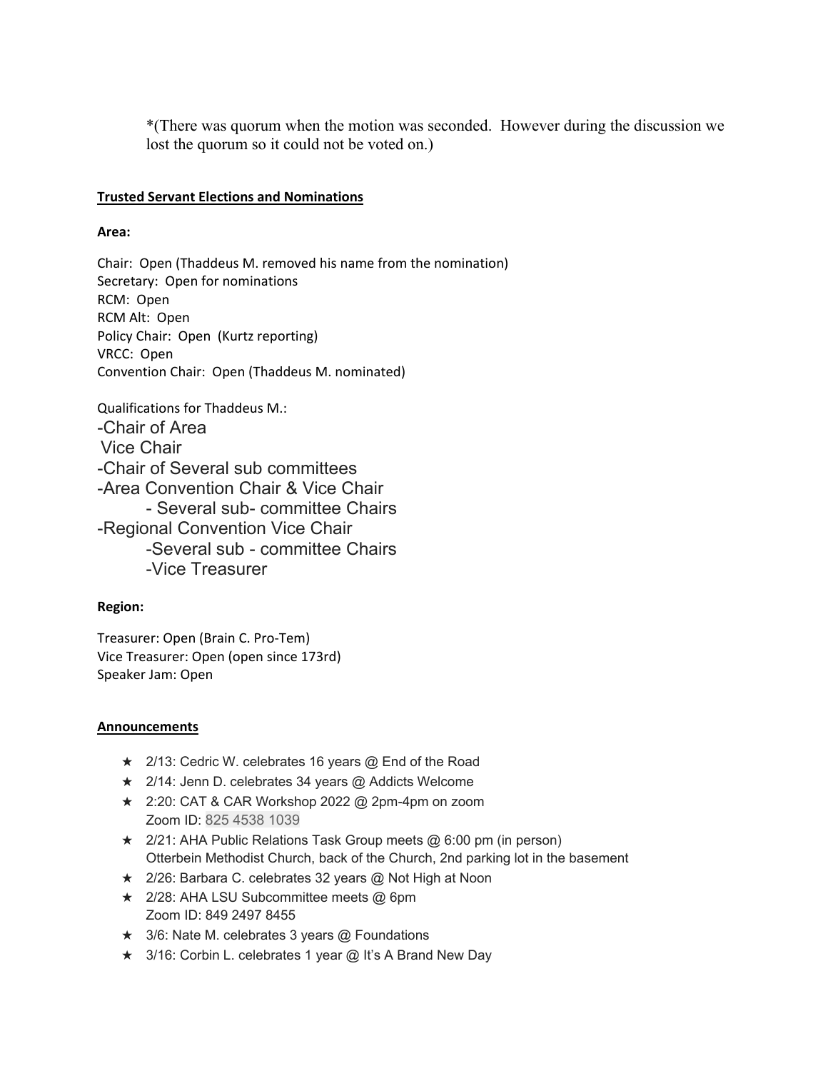*(There was quorum when the motion was seconded. However during the discussion we lost the quorum so it could not be voted on.)

**Trusted Servant Elections and Nominations**

**Area:**

Chair: Open (Thaddeus M. removed his name from the nomination)
Secretary: Open for nominations
RCM: Open
RCM Alt: Open
Policy Chair: Open (Kurtz reporting)
VRCC: Open
Convention Chair: Open (Thaddeus M. nominated)

Qualifications for Thaddeus M.:

- Chair of Area
- Vice Chair
- Chair of Several sub committees
- Area Convention Chair & Vice Chair
    - Several sub- committee Chairs
- Regional Convention Vice Chair
    - Several sub - committee Chairs
    - Vice Treasurer

**Region:**

Treasurer: Open (Brain C. Pro-Tem)
Vice Treasurer: Open (open since 173rd)
Speaker Jam: Open

**Announcements**

- ★ 2/13: Cedric W. celebrates 16 years @ End of the Road
- ★ 2/14: Jenn D. celebrates 34 years @ Addicts Welcome
- ★ 2:20: CAT & CAR Workshop 2022 @ 2pm-4pm on zoom
  Zoom ID: 825 4538 1039
- ★ 2/21: AHA Public Relations Task Group meets @ 6:00 pm (in person)
  Otterbein Methodist Church, back of the Church, 2nd parking lot in the basement
- ★ 2/26: Barbara C. celebrates 32 years @ Not High at Noon
- ★ 2/28: AHA LSU Subcommittee meets @ 6pm
  Zoom ID: 849 2497 8455
- ★ 3/6: Nate M. celebrates 3 years @ Foundations
- ★ 3/16: Corbin L. celebrates 1 year @ It's A Brand New Day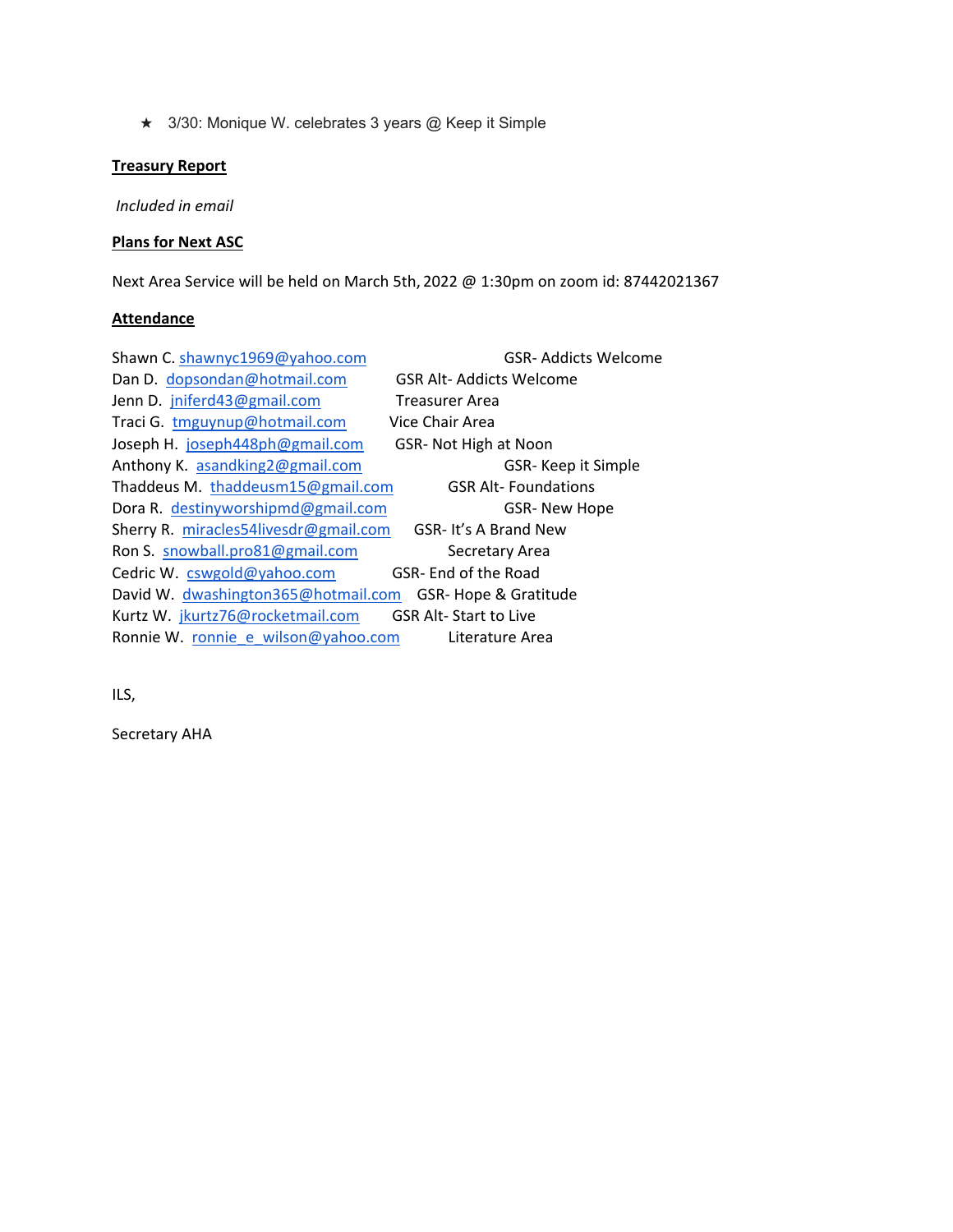- 3/30: Monique W. celebrates 3 years @ Keep it Simple

**Treasury Report**

*Included in email*

**Plans for Next ASC**

Next Area Service will be held on March 5th, 2022 @ 1:30pm on zoom id: 87442021367

**Attendance**

| | | |
|---|---|---|
| Shawn C. | shawnyc1969@yahoo.com | GSR- Addicts Welcome |
| Dan D. | dopsondan@hotmail.com | GSR Alt- Addicts Welcome |
| Jenn D. | jniferd43@gmail.com | Treasurer Area |
| Traci G. | tmguynup@hotmail.com | Vice Chair Area |
| Joseph H. | joseph448ph@gmail.com | GSR- Not High at Noon |
| Anthony K. | asandking2@gmail.com | GSR- Keep it Simple |
| Thaddeus M. | thaddeusm15@gmail.com | GSR Alt- Foundations |
| Dora R. | destinyworshipmd@gmail.com | GSR- New Hope |
| Sherry R. | miracles54livesdr@gmail.com | GSR- It's A Brand New |
| Ron S. | snowball.pro81@gmail.com | Secretary Area |
| Cedric W. | cswgold@yahoo.com | GSR- End of the Road |
| David W. | dwashington365@hotmail.com | GSR- Hope & Gratitude |
| Kurtz W. | jkurtz76@rocketmail.com | GSR Alt- Start to Live |
| Ronnie W. | ronnie_e_wilson@yahoo.com | Literature Area |

ILS,

Secretary AHA